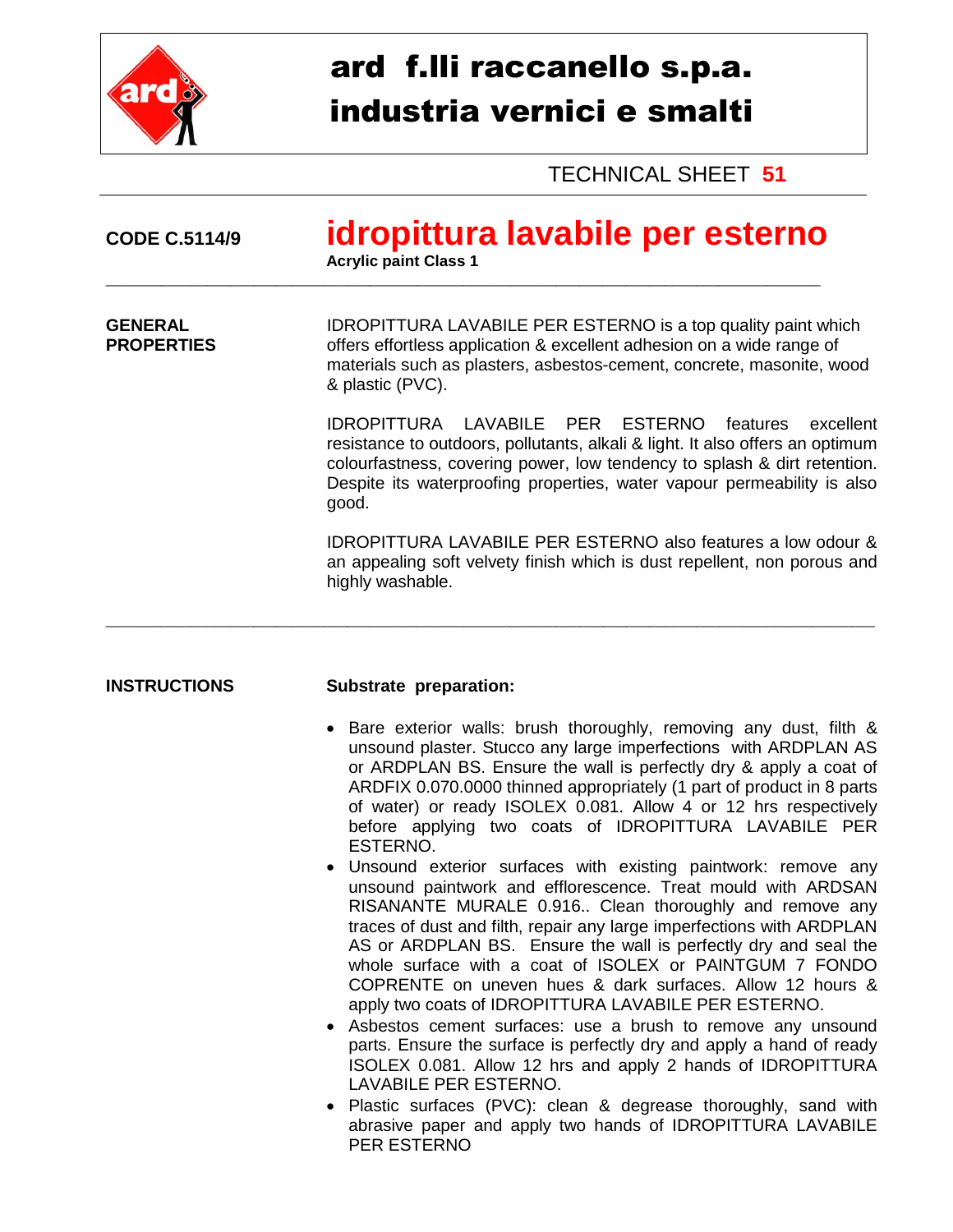# ard f.lli raccanello s.p.a.
# industria vernici e smalti

TECHNICAL SHEET **51**

**CODE C.5114/9**

## idropittura lavabile per esterno

**Acrylic paint Class 1**

---

**GENERAL PROPERTIES**

IDROPITTURA LAVABILE PER ESTERNO is a top quality paint which offers effortless application & excellent adhesion on a wide range of materials such as plasters, asbestos-cement, concrete, masonite, wood & plastic (PVC).

IDROPITTURA LAVABILE PER ESTERNO features excellent resistance to outdoors, pollutants, alkali & light. It also offers an optimum colourfastness, covering power, low tendency to splash & dirt retention. Despite its waterproofing properties, water vapour permeability is also good.

IDROPITTURA LAVABILE PER ESTERNO also features a low odour & an appealing soft velvety finish which is dust repellent, non porous and highly washable.

---

**INSTRUCTIONS**

**Substrate preparation:**

- Bare exterior walls: brush thoroughly, removing any dust, filth & unsound plaster. Stucco any large imperfections with ARDPLAN AS or ARDPLAN BS. Ensure the wall is perfectly dry & apply a coat of ARDFIX 0.070.0000 thinned appropriately (1 part of product in 8 parts of water) or ready ISOLEX 0.081. Allow 4 or 12 hrs respectively before applying two coats of IDROPITTURA LAVABILE PER ESTERNO.
- Unsound exterior surfaces with existing paintwork: remove any unsound paintwork and efflorescence. Treat mould with ARDSAN RISANANTE MURALE 0.916.. Clean thoroughly and remove any traces of dust and filth, repair any large imperfections with ARDPLAN AS or ARDPLAN BS. Ensure the wall is perfectly dry and seal the whole surface with a coat of ISOLEX or PAINTGUM 7 FONDO COPRENTE on uneven hues & dark surfaces. Allow 12 hours & apply two coats of IDROPITTURA LAVABILE PER ESTERNO.
- Asbestos cement surfaces: use a brush to remove any unsound parts. Ensure the surface is perfectly dry and apply a hand of ready ISOLEX 0.081. Allow 12 hrs and apply 2 hands of IDROPITTURA LAVABILE PER ESTERNO.
- Plastic surfaces (PVC): clean & degrease thoroughly, sand with abrasive paper and apply two hands of IDROPITTURA LAVABILE PER ESTERNO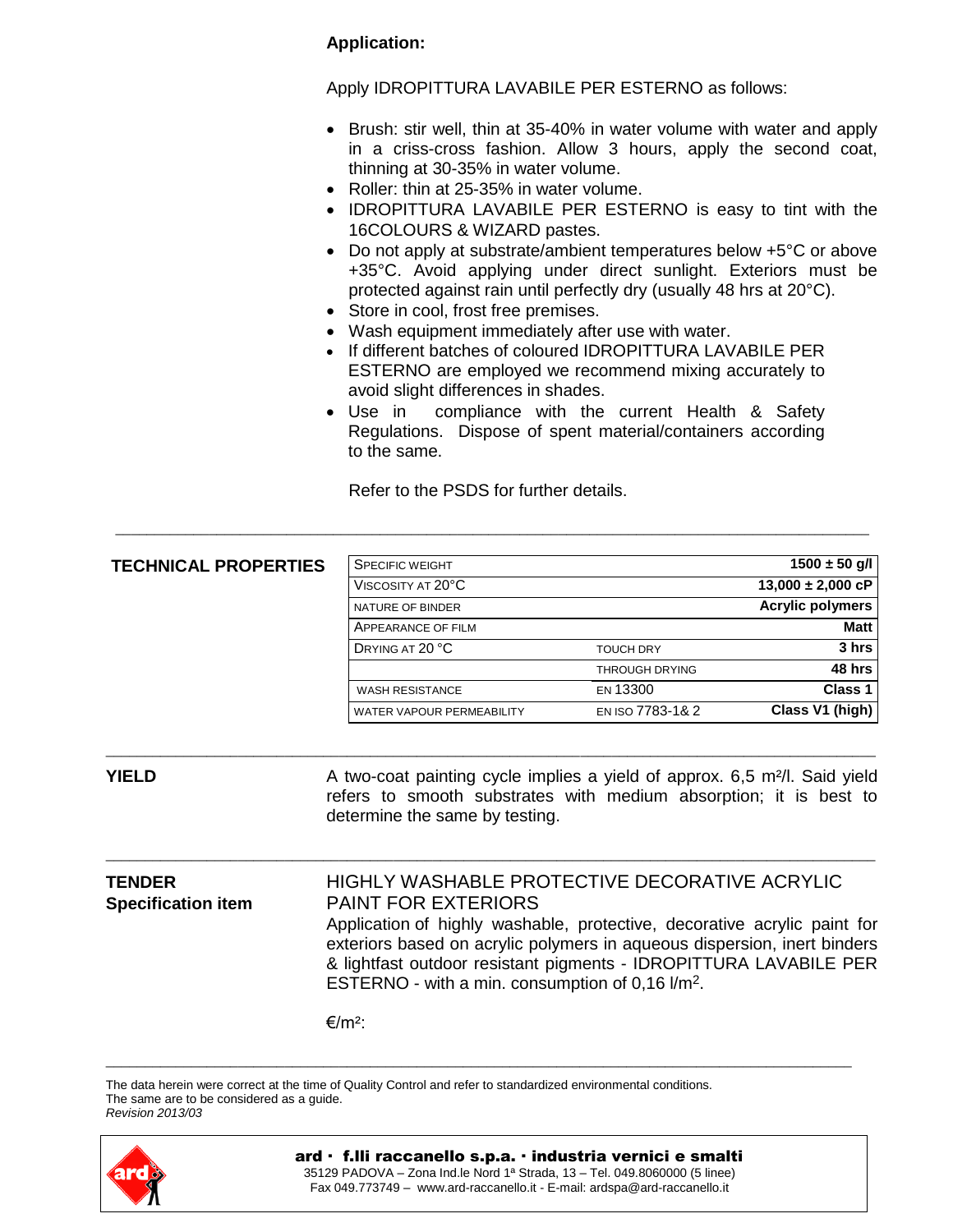**Application:**

Apply IDROPITTURA LAVABILE PER ESTERNO as follows:

- Brush: stir well, thin at 35-40% in water volume with water and apply in a criss-cross fashion. Allow 3 hours, apply the second coat, thinning at 30-35% in water volume.
- Roller: thin at 25-35% in water volume.
- IDROPITTURA LAVABILE PER ESTERNO is easy to tint with the 16COLOURS & WIZARD pastes.
- Do not apply at substrate/ambient temperatures below +5°C or above +35°C. Avoid applying under direct sunlight. Exteriors must be protected against rain until perfectly dry (usually 48 hrs at 20°C).
- Store in cool, frost free premises.
- Wash equipment immediately after use with water.
- If different batches of coloured IDROPITTURA LAVABILE PER ESTERNO are employed we recommend mixing accurately to avoid slight differences in shades.
- Use in compliance with the current Health & Safety Regulations. Dispose of spent material/containers according to the same.

Refer to the PSDS for further details.

---

**TECHNICAL PROPERTIES**

| | | |
|---|---|---|
| SPECIFIC WEIGHT | | **1500 ± 50 g/l** |
| VISCOSITY AT 20°C | | **13,000 ± 2,000 cP** |
| NATURE OF BINDER | | **Acrylic polymers** |
| APPEARANCE OF FILM | | **Matt** |
| DRYING AT 20 °C | TOUCH DRY | **3 hrs** |
| | THROUGH DRYING | **48 hrs** |
| WASH RESISTANCE | EN 13300 | **Class 1** |
| WATER VAPOUR PERMEABILITY | EN ISO 7783-1& 2 | **Class V1 (high)** |

---

**YIELD**

A two-coat painting cycle implies a yield of approx. 6,5 m²/l. Said yield refers to smooth substrates with medium absorption; it is best to determine the same by testing.

---

**TENDER**
**Specification item**

HIGHLY WASHABLE PROTECTIVE DECORATIVE ACRYLIC PAINT FOR EXTERIORS

Application of highly washable, protective, decorative acrylic paint for exteriors based on acrylic polymers in aqueous dispersion, inert binders & lightfast outdoor resistant pigments - IDROPITTURA LAVABILE PER ESTERNO - with a min. consumption of 0,16 l/m².

€/m²:

---

The data herein were correct at the time of Quality Control and refer to standardized environmental conditions.
The same are to be considered as a guide.
*Revision 2013/03*

**ard · f.lli raccanello s.p.a. · industria vernici e smalti**
35129 PADOVA – Zona Ind.le Nord 1ª Strada, 13 – Tel. 049.8060000 (5 linee)
Fax 049.773749 – www.ard-raccanello.it - E-mail: ardspa@ard-raccanello.it